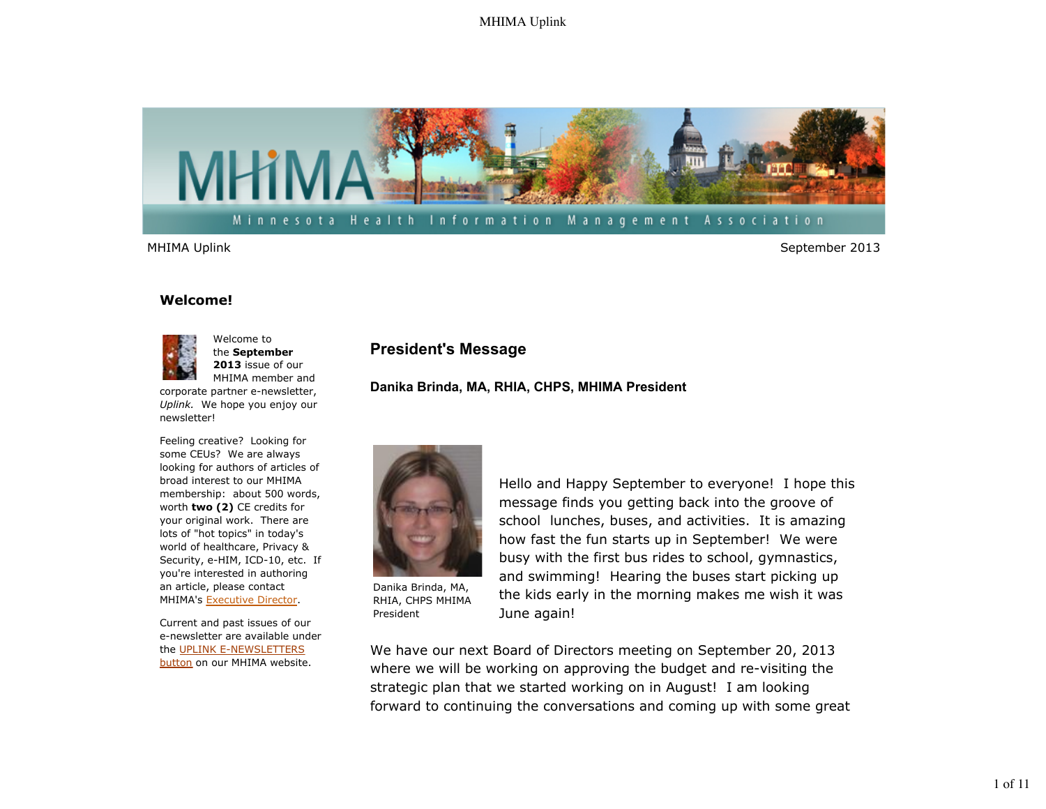MHIMA Uplink September 2013

## Welcome!

Welcome to the **September 2013** issue of our MHIMA member and corporate partner e-newsletter, *Uplink.* We hope you enjoy our newsletter!

Feeling creative? Looking for some CEUs? We are always looking for authors of articles of broad interest to our MHIMA membership: about 500 words, worth **two (2)** CE credits for your original work. There are lots of "hot topics" in today's world of healthcare, Privacy & Security, e-HIM, ICD-10, etc. If you're interested in authoring an article, please contact MHIMA's Executive Director.

Current and past issues of our e-newsletter are available under the UPLINK E-NEWSLETTERS button on our MHIMA website.

## President's Message

**Danika Brinda, MA, RHIA, CHPS, MHIMA President**

Danika Brinda, MA, RHIA, CHPS MHIMA President

Hello and Happy September to everyone! I hope this message finds you getting back into the groove of school lunches, buses, and activities. It is amazing how fast the fun starts up in September! We were busy with the first bus rides to school, gymnastics, and swimming! Hearing the buses start picking up the kids early in the morning makes me wish it was June again!

We have our next Board of Directors meeting on September 20, 2013 where we will be working on approving the budget and re-visiting the strategic plan that we started working on in August! I am looking forward to continuing the conversations and coming up with some great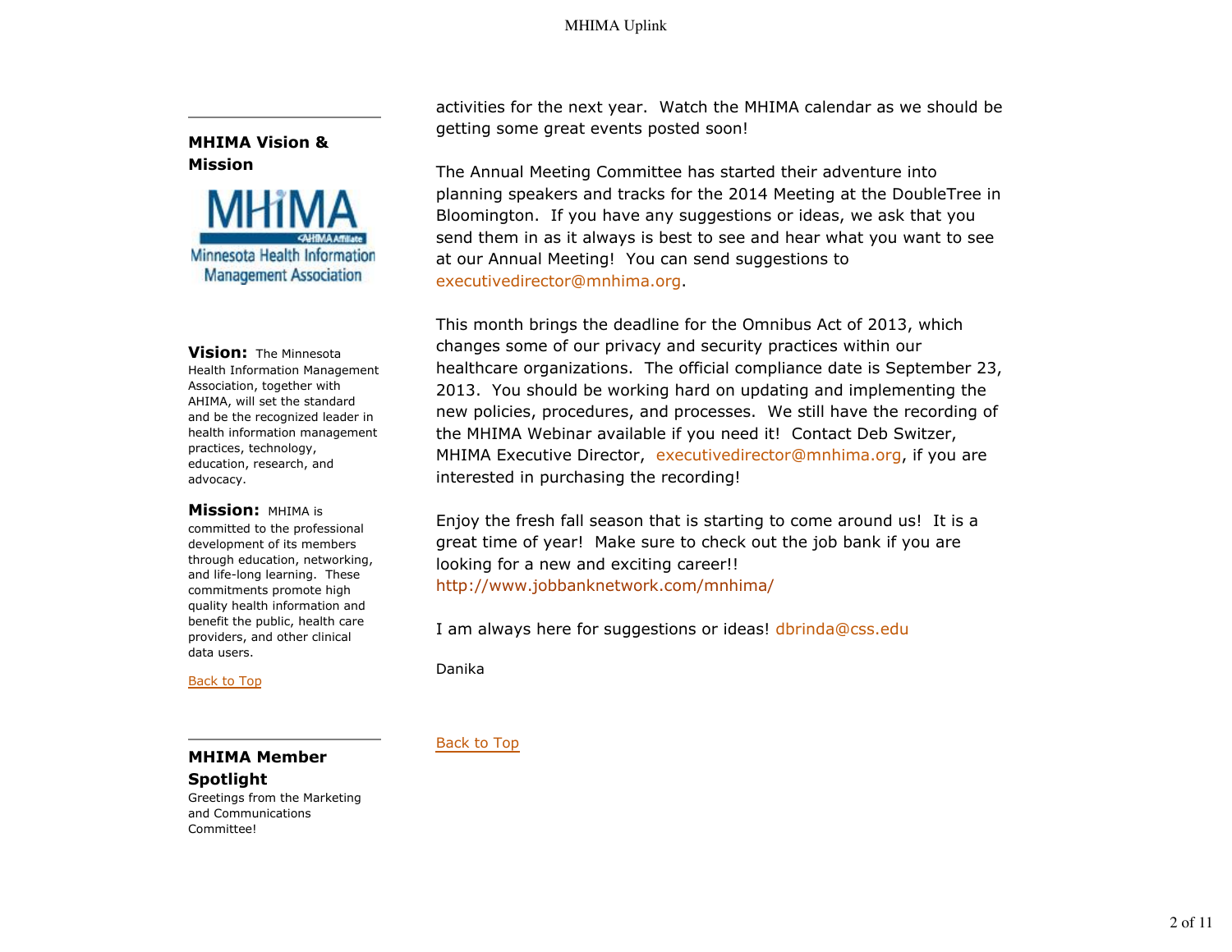activities for the next year. Watch the MHIMA calendar as we should be getting some great events posted soon!

The Annual Meeting Committee has started their adventure into planning speakers and tracks for the 2014 Meeting at the DoubleTree in Bloomington. If you have any suggestions or ideas, we ask that you send them in as it always is best to see and hear what you want to see at our Annual Meeting! You can send suggestions to executivedirector@mnhima.org.

This month brings the deadline for the Omnibus Act of 2013, which changes some of our privacy and security practices within our healthcare organizations. The official compliance date is September 23, 2013. You should be working hard on updating and implementing the new policies, procedures, and processes. We still have the recording of the MHIMA Webinar available if you need it! Contact Deb Switzer, MHIMA Executive Director, executivedirector@mnhima.org, if you are interested in purchasing the recording!

Enjoy the fresh fall season that is starting to come around us! It is a great time of year! Make sure to check out the job bank if you are looking for a new and exciting career!! http://www.jobbanknetwork.com/mnhima/

I am always here for suggestions or ideas! dbrinda@css.edu

Danika

Back to Top

## MHIMA Vision & Mission

MHIMA
AHIMA Affiliate
Minnesota Health Information Management Association

**Vision:** The Minnesota Health Information Management Association, together with AHIMA, will set the standard and be the recognized leader in health information management practices, technology, education, research, and advocacy.

**Mission:** MHIMA is committed to the professional development of its members through education, networking, and life-long learning. These commitments promote high quality health information and benefit the public, health care providers, and other clinical data users.

Back to Top

## MHIMA Member Spotlight

Greetings from the Marketing and Communications Committee!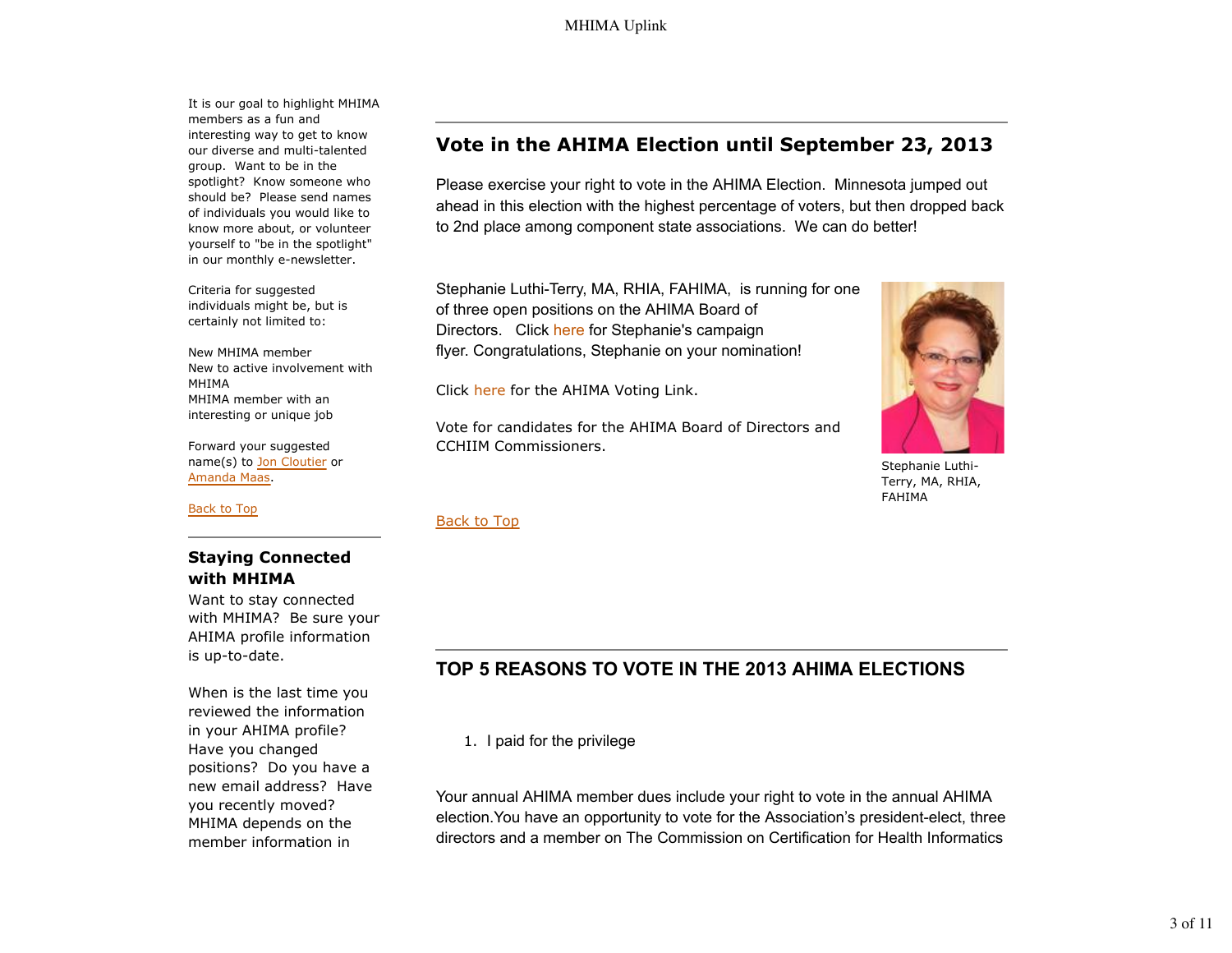It is our goal to highlight MHIMA members as a fun and interesting way to get to know our diverse and multi-talented group. Want to be in the spotlight? Know someone who should be? Please send names of individuals you would like to know more about, or volunteer yourself to "be in the spotlight" in our monthly e-newsletter.

Criteria for suggested individuals might be, but is certainly not limited to:

New MHIMA member
New to active involvement with MHIMA
MHIMA member with an interesting or unique job

Forward your suggested name(s) to Jon Cloutier or Amanda Maas.

Back to Top

### Staying Connected with MHIMA

Want to stay connected with MHIMA? Be sure your AHIMA profile information is up-to-date.

When is the last time you reviewed the information in your AHIMA profile? Have you changed positions? Do you have a new email address? Have you recently moved? MHIMA depends on the member information in

## Vote in the AHIMA Election until September 23, 2013

Please exercise your right to vote in the AHIMA Election. Minnesota jumped out ahead in this election with the highest percentage of voters, but then dropped back to 2nd place among component state associations. We can do better!

Stephanie Luthi-Terry, MA, RHIA, FAHIMA, is running for one of three open positions on the AHIMA Board of Directors. Click here for Stephanie's campaign flyer. Congratulations, Stephanie on your nomination!

Click here for the AHIMA Voting Link.

Vote for candidates for the AHIMA Board of Directors and CCHIIM Commissioners.

Stephanie Luthi-Terry, MA, RHIA, FAHIMA

Back to Top

## TOP 5 REASONS TO VOTE IN THE 2013 AHIMA ELECTIONS

1. I paid for the privilege

Your annual AHIMA member dues include your right to vote in the annual AHIMA election.You have an opportunity to vote for the Association's president-elect, three directors and a member on The Commission on Certification for Health Informatics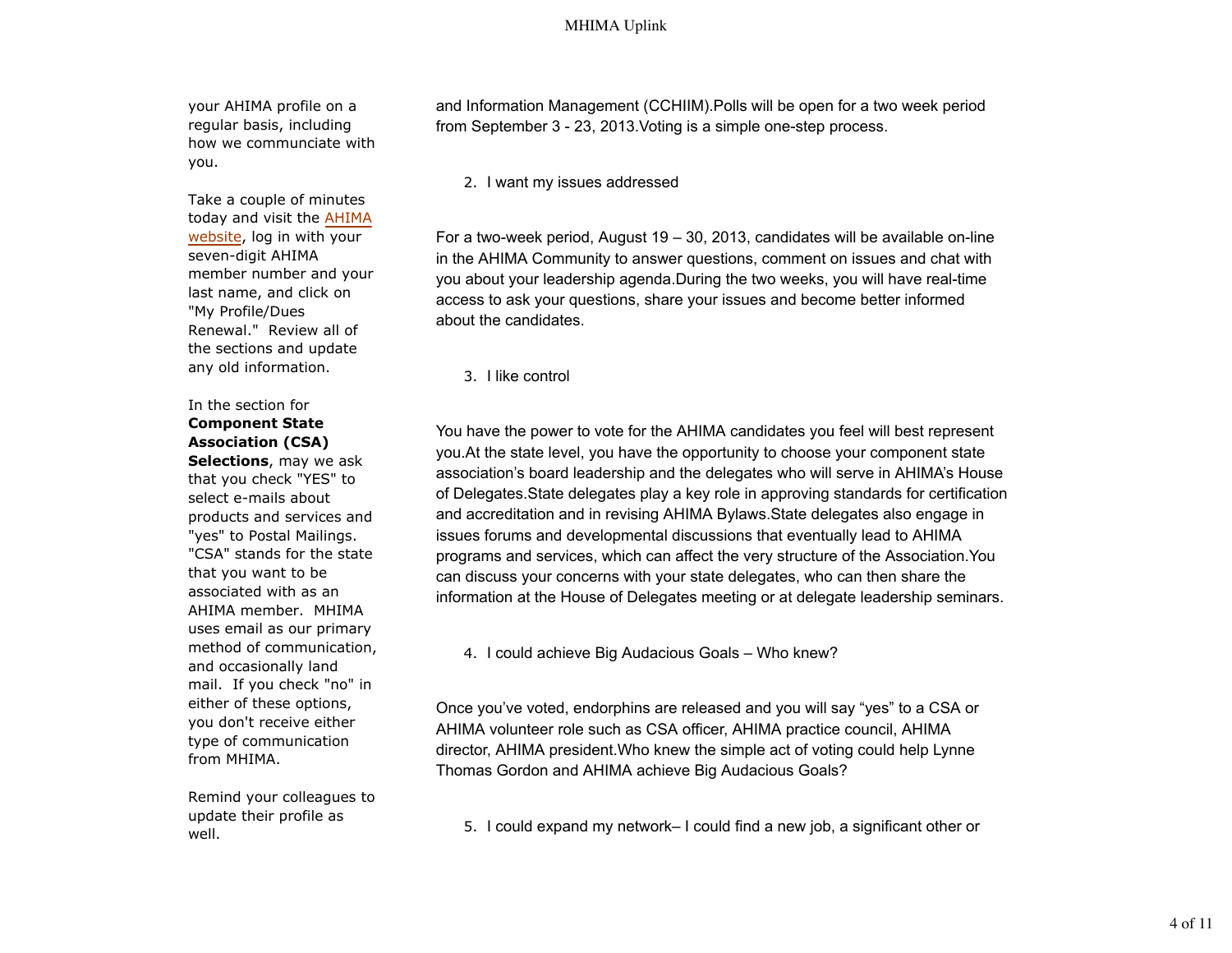your AHIMA profile on a regular basis, including how we communciate with you.

Take a couple of minutes today and visit the AHIMA website, log in with your seven-digit AHIMA member number and your last name, and click on "My Profile/Dues Renewal." Review all of the sections and update any old information.

In the section for **Component State Association (CSA) Selections**, may we ask that you check "YES" to select e-mails about products and services and "yes" to Postal Mailings. "CSA" stands for the state that you want to be associated with as an AHIMA member. MHIMA uses email as our primary method of communication, and occasionally land mail. If you check "no" in either of these options, you don't receive either type of communication from MHIMA.

Remind your colleagues to update their profile as well.

and Information Management (CCHIIM).Polls will be open for a two week period from September 3 - 23, 2013.Voting is a simple one-step process.

2. I want my issues addressed

For a two-week period, August 19 – 30, 2013, candidates will be available on-line in the AHIMA Community to answer questions, comment on issues and chat with you about your leadership agenda.During the two weeks, you will have real-time access to ask your questions, share your issues and become better informed about the candidates.

3. I like control

You have the power to vote for the AHIMA candidates you feel will best represent you.At the state level, you have the opportunity to choose your component state association's board leadership and the delegates who will serve in AHIMA's House of Delegates.State delegates play a key role in approving standards for certification and accreditation and in revising AHIMA Bylaws.State delegates also engage in issues forums and developmental discussions that eventually lead to AHIMA programs and services, which can affect the very structure of the Association.You can discuss your concerns with your state delegates, who can then share the information at the House of Delegates meeting or at delegate leadership seminars.

4. I could achieve Big Audacious Goals – Who knew?

Once you've voted, endorphins are released and you will say "yes" to a CSA or AHIMA volunteer role such as CSA officer, AHIMA practice council, AHIMA director, AHIMA president.Who knew the simple act of voting could help Lynne Thomas Gordon and AHIMA achieve Big Audacious Goals?

5. I could expand my network– I could find a new job, a significant other or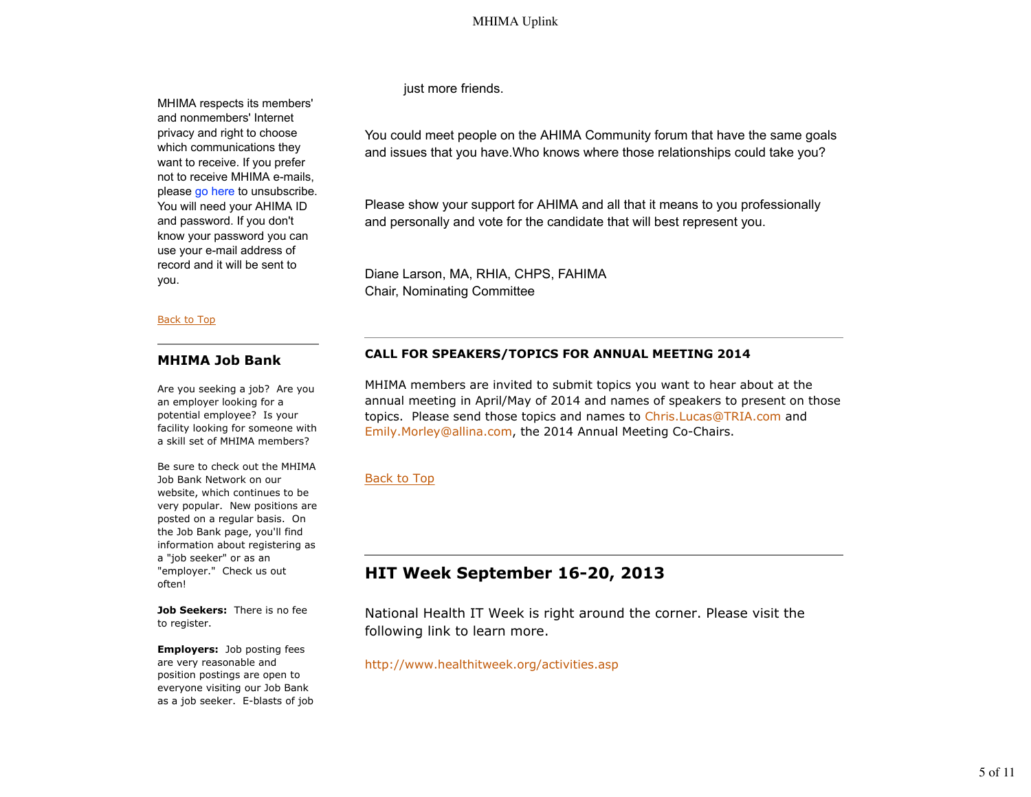MHIMA respects its members' and nonmembers' Internet privacy and right to choose which communications they want to receive. If you prefer not to receive MHIMA e-mails, please go here to unsubscribe. You will need your AHIMA ID and password. If you don't know your password you can use your e-mail address of record and it will be sent to you.

Back to Top

## MHIMA Job Bank

Are you seeking a job? Are you an employer looking for a potential employee? Is your facility looking for someone with a skill set of MHIMA members?

Be sure to check out the MHIMA Job Bank Network on our website, which continues to be very popular. New positions are posted on a regular basis. On the Job Bank page, you'll find information about registering as a "job seeker" or as an "employer." Check us out often!

**Job Seekers:** There is no fee to register.

**Employers:** Job posting fees are very reasonable and position postings are open to everyone visiting our Job Bank as a job seeker. E-blasts of job

just more friends.

You could meet people on the AHIMA Community forum that have the same goals and issues that you have.Who knows where those relationships could take you?

Please show your support for AHIMA and all that it means to you professionally and personally and vote for the candidate that will best represent you.

Diane Larson, MA, RHIA, CHPS, FAHIMA
Chair, Nominating Committee

### CALL FOR SPEAKERS/TOPICS FOR ANNUAL MEETING 2014

MHIMA members are invited to submit topics you want to hear about at the annual meeting in April/May of 2014 and names of speakers to present on those topics. Please send those topics and names to Chris.Lucas@TRIA.com and Emily.Morley@allina.com, the 2014 Annual Meeting Co-Chairs.

Back to Top

## HIT Week September 16-20, 2013

National Health IT Week is right around the corner. Please visit the following link to learn more.

http://www.healthitweek.org/activities.asp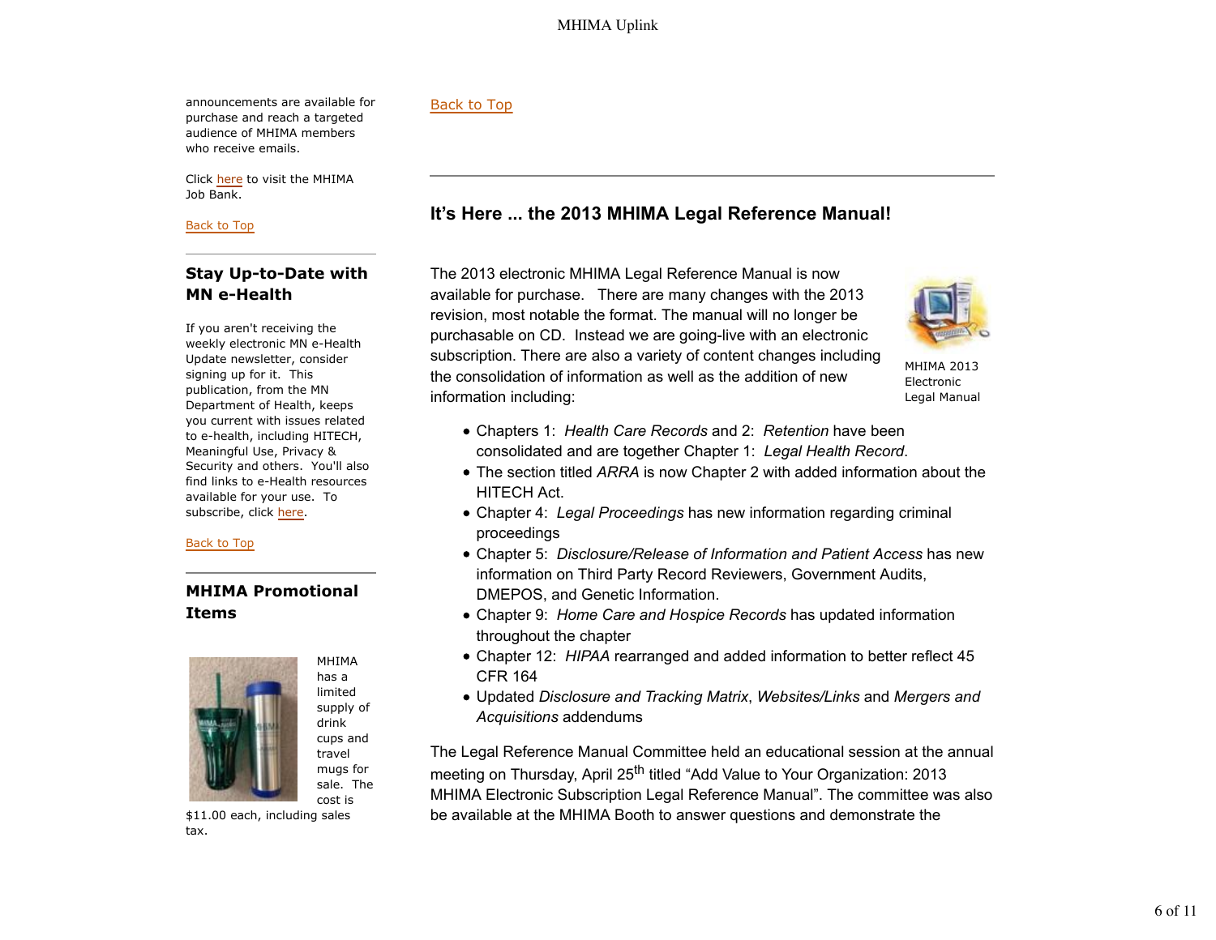announcements are available for purchase and reach a targeted audience of MHIMA members who receive emails.

Click here to visit the MHIMA Job Bank.

Back to Top

## Stay Up-to-Date with MN e-Health

If you aren't receiving the weekly electronic MN e-Health Update newsletter, consider signing up for it. This publication, from the MN Department of Health, keeps you current with issues related to e-health, including HITECH, Meaningful Use, Privacy & Security and others. You'll also find links to e-Health resources available for your use. To subscribe, click here.

Back to Top

## MHIMA Promotional Items

MHIMA has a limited supply of drink cups and travel mugs for sale. The cost is $11.00 each, including sales tax.

Back to Top

## It's Here ... the 2013 MHIMA Legal Reference Manual!

The 2013 electronic MHIMA Legal Reference Manual is now available for purchase. There are many changes with the 2013 revision, most notable the format. The manual will no longer be purchasable on CD. Instead we are going-live with an electronic subscription. There are also a variety of content changes including the consolidation of information as well as the addition of new information including:

MHIMA 2013 Electronic Legal Manual

- Chapters 1: *Health Care Records* and 2: *Retention* have been consolidated and are together Chapter 1: *Legal Health Record*.
- The section titled *ARRA* is now Chapter 2 with added information about the HITECH Act.
- Chapter 4: *Legal Proceedings* has new information regarding criminal proceedings
- Chapter 5: *Disclosure/Release of Information and Patient Access* has new information on Third Party Record Reviewers, Government Audits, DMEPOS, and Genetic Information.
- Chapter 9: *Home Care and Hospice Records* has updated information throughout the chapter
- Chapter 12: *HIPAA* rearranged and added information to better reflect 45 CFR 164
- Updated *Disclosure and Tracking Matrix*, *Websites/Links* and *Mergers and Acquisitions* addendums

The Legal Reference Manual Committee held an educational session at the annual meeting on Thursday, April 25th titled "Add Value to Your Organization: 2013 MHIMA Electronic Subscription Legal Reference Manual". The committee was also be available at the MHIMA Booth to answer questions and demonstrate the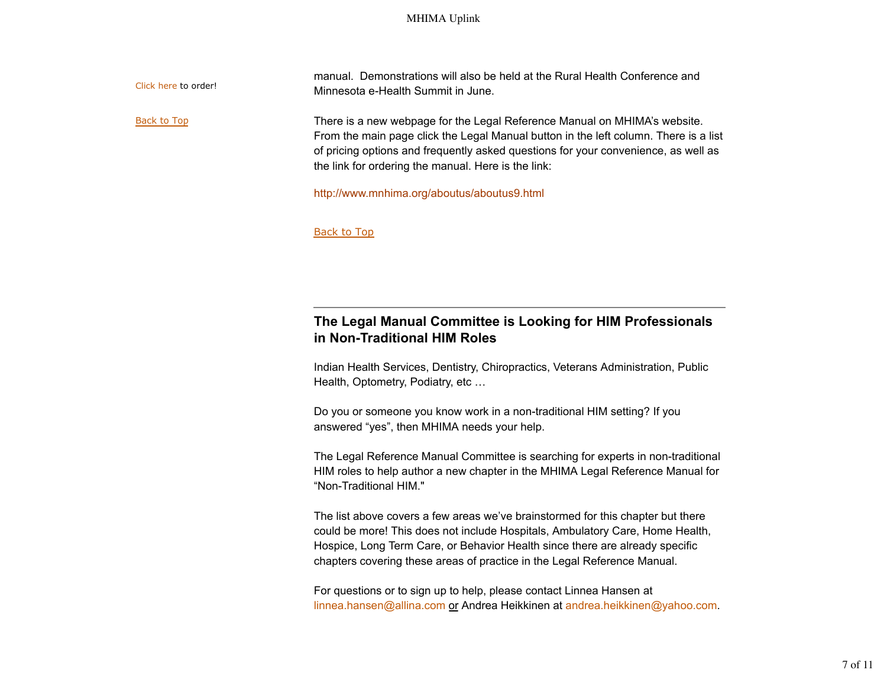Click here to order!

Back to Top

manual. Demonstrations will also be held at the Rural Health Conference and Minnesota e-Health Summit in June.

There is a new webpage for the Legal Reference Manual on MHIMA's website. From the main page click the Legal Manual button in the left column. There is a list of pricing options and frequently asked questions for your convenience, as well as the link for ordering the manual. Here is the link:

http://www.mnhima.org/aboutus/aboutus9.html

Back to Top

---

## The Legal Manual Committee is Looking for HIM Professionals in Non-Traditional HIM Roles

Indian Health Services, Dentistry, Chiropractics, Veterans Administration, Public Health, Optometry, Podiatry, etc …

Do you or someone you know work in a non-traditional HIM setting? If you answered "yes", then MHIMA needs your help.

The Legal Reference Manual Committee is searching for experts in non-traditional HIM roles to help author a new chapter in the MHIMA Legal Reference Manual for "Non-Traditional HIM."

The list above covers a few areas we've brainstormed for this chapter but there could be more! This does not include Hospitals, Ambulatory Care, Home Health, Hospice, Long Term Care, or Behavior Health since there are already specific chapters covering these areas of practice in the Legal Reference Manual.

For questions or to sign up to help, please contact Linnea Hansen at linnea.hansen@allina.com or Andrea Heikkinen at andrea.heikkinen@yahoo.com.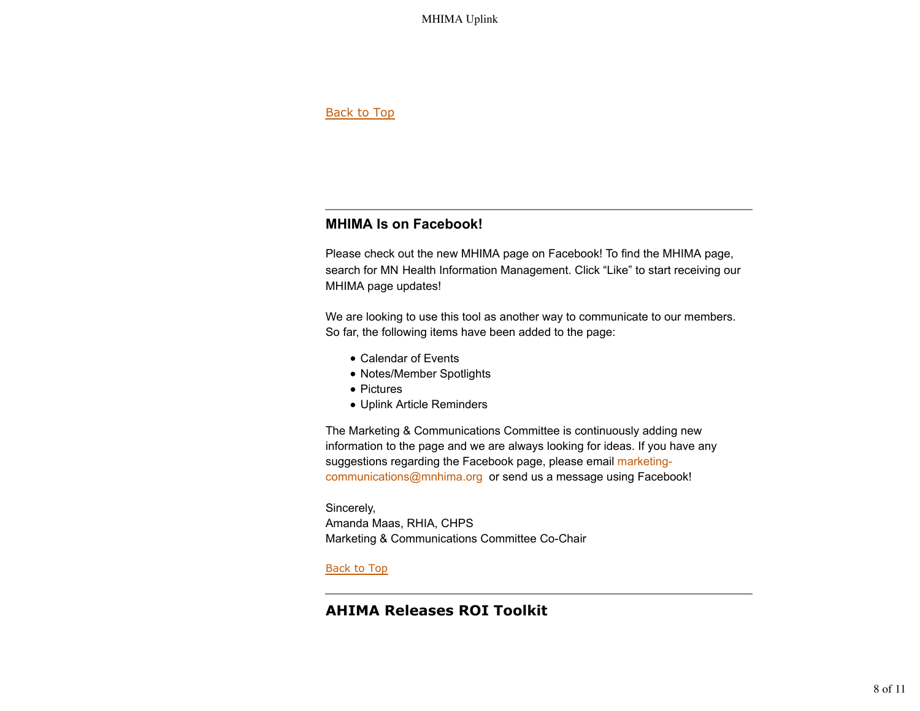Back to Top

---

## MHIMA Is on Facebook!

Please check out the new MHIMA page on Facebook! To find the MHIMA page, search for MN Health Information Management. Click "Like" to start receiving our MHIMA page updates!

We are looking to use this tool as another way to communicate to our members. So far, the following items have been added to the page:

- Calendar of Events
- Notes/Member Spotlights
- Pictures
- Uplink Article Reminders

The Marketing & Communications Committee is continuously adding new information to the page and we are always looking for ideas. If you have any suggestions regarding the Facebook page, please email marketing-communications@mnhima.org or send us a message using Facebook!

Sincerely,
Amanda Maas, RHIA, CHPS
Marketing & Communications Committee Co-Chair

Back to Top

---

## AHIMA Releases ROI Toolkit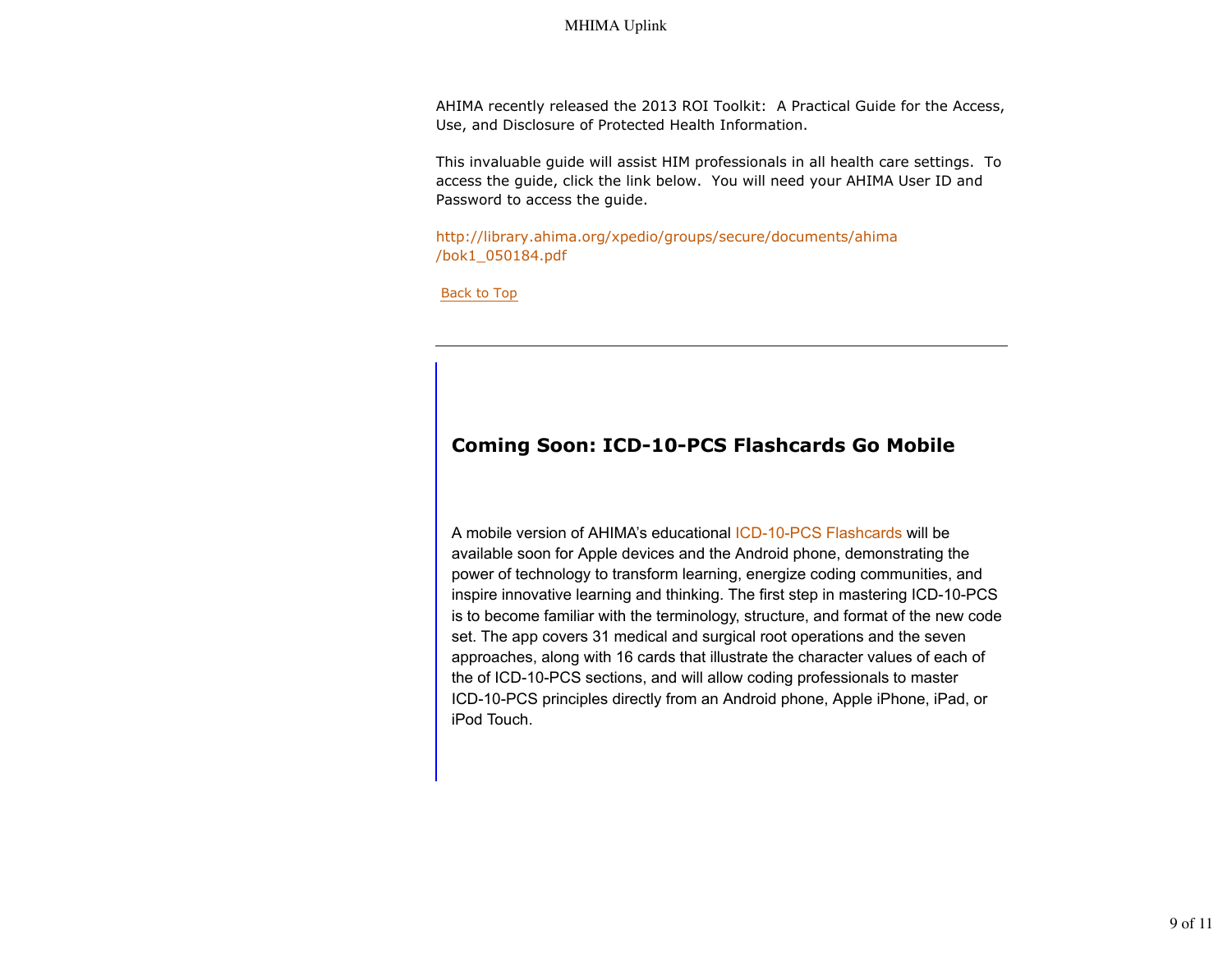AHIMA recently released the 2013 ROI Toolkit: A Practical Guide for the Access, Use, and Disclosure of Protected Health Information.

This invaluable guide will assist HIM professionals in all health care settings. To access the guide, click the link below. You will need your AHIMA User ID and Password to access the guide.

http://library.ahima.org/xpedio/groups/secure/documents/ahima/bok1_050184.pdf

Back to Top

---

## Coming Soon: ICD-10-PCS Flashcards Go Mobile

A mobile version of AHIMA's educational ICD-10-PCS Flashcards will be available soon for Apple devices and the Android phone, demonstrating the power of technology to transform learning, energize coding communities, and inspire innovative learning and thinking. The first step in mastering ICD-10-PCS is to become familiar with the terminology, structure, and format of the new code set. The app covers 31 medical and surgical root operations and the seven approaches, along with 16 cards that illustrate the character values of each of the of ICD-10-PCS sections, and will allow coding professionals to master ICD-10-PCS principles directly from an Android phone, Apple iPhone, iPad, or iPod Touch.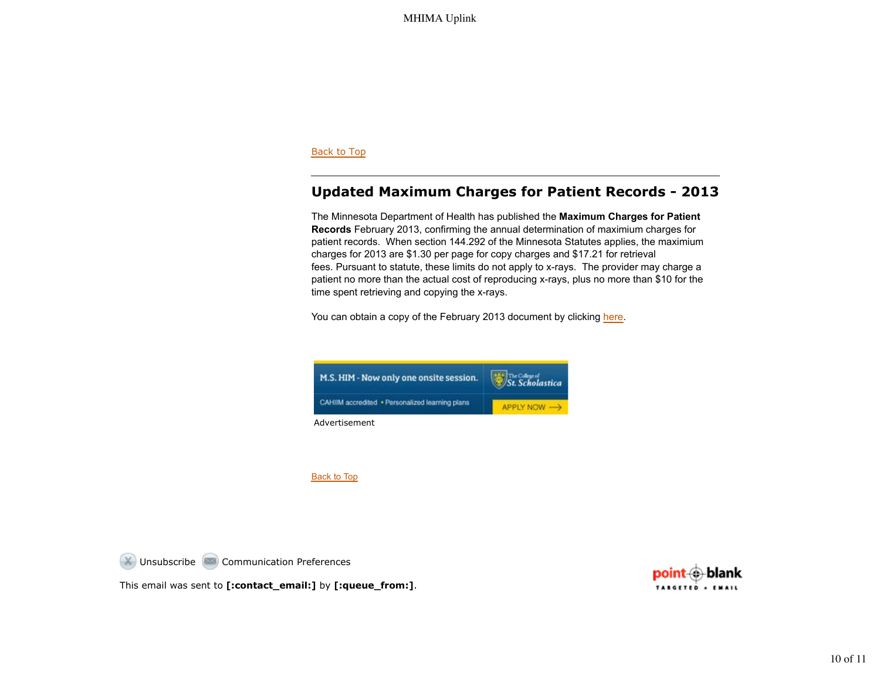Back to Top

## Updated Maximum Charges for Patient Records - 2013

The Minnesota Department of Health has published the **Maximum Charges for Patient Records** February 2013, confirming the annual determination of maximium charges for patient records. When section 144.292 of the Minnesota Statutes applies, the maximium charges for 2013 are $1.30 per page for copy charges and $17.21 for retrieval fees. Pursuant to statute, these limits do not apply to x-rays. The provider may charge a patient no more than the actual cost of reproducing x-rays, plus no more than $10 for the time spent retrieving and copying the x-rays.

You can obtain a copy of the February 2013 document by clicking here.

M.S. HIM - Now only one onsite session. The College of St. Scholastica
CAHIIM accredited • Personalized learning plans APPLY NOW

Advertisement

Back to Top

Unsubscribe Communication Preferences

This email was sent to **[:contact_email:]** by **[:queue_from:]**.

point blank TARGETED • EMAIL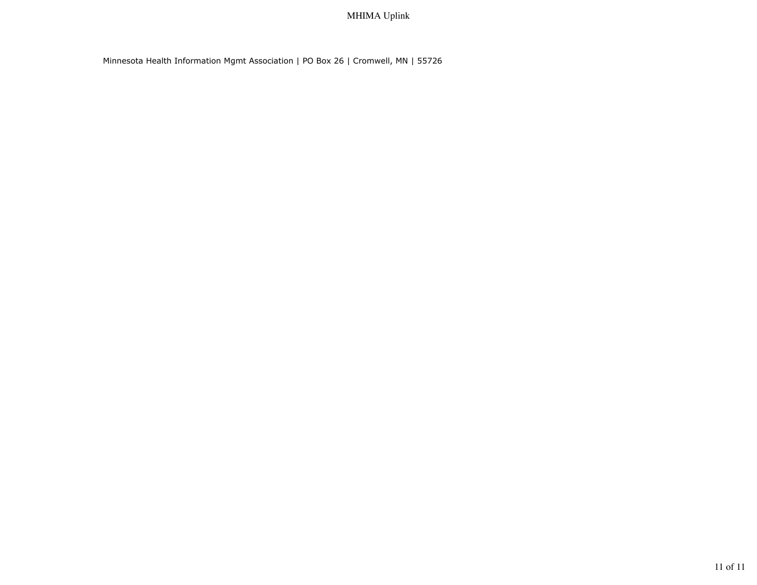Minnesota Health Information Mgmt Association | PO Box 26 | Cromwell, MN | 55726